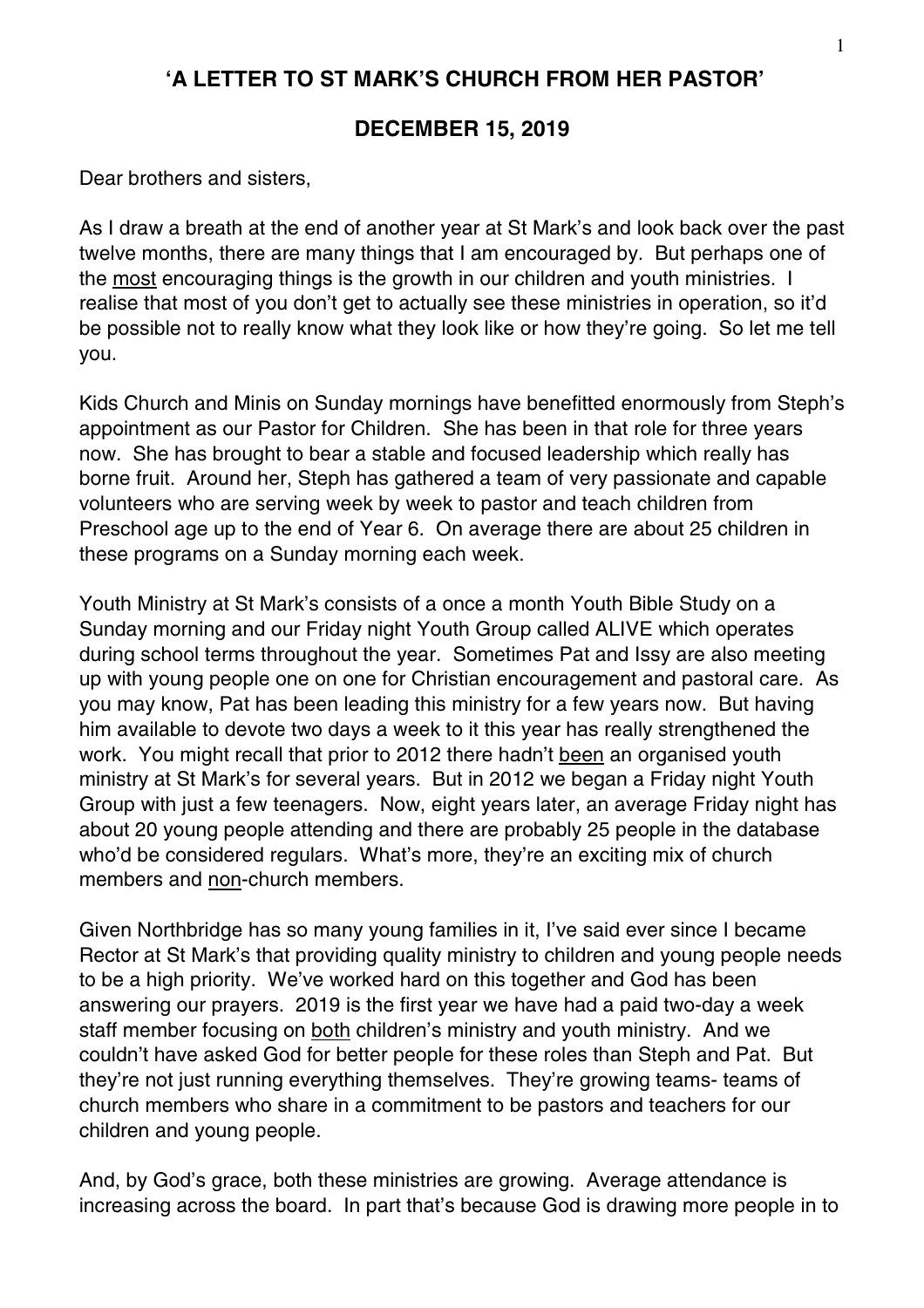# 'A LETTER TO ST MARK'S CHURCH FROM HER PASTOR'

## DECEMBER 15, 2019

Dear brothers and sisters,

As I draw a breath at the end of another year at St Mark's and look back over the past twelve months, there are many things that I am encouraged by. But perhaps one of the <u>most</u> encouraging things is the growth in our children and youth ministries. I realise that most of you don't get to actually see these ministries in operation, so it'd be possible not to really know what they look like or how they're going. So let me tell you.

Kids Church and Minis on Sunday mornings have benefitted enormously from Steph's appointment as our Pastor for Children. She has been in that role for three years now. She has brought to bear a stable and focused leadership which really has borne fruit. Around her, Steph has gathered a team of very passionate and capable volunteers who are serving week by week to pastor and teach children from Preschool age up to the end of Year 6. On average there are about 25 children in these programs on a Sunday morning each week.

Youth Ministry at St Mark's consists of a once a month Youth Bible Study on a Sunday morning and our Friday night Youth Group called ALIVE which operates during school terms throughout the year. Sometimes Pat and Issy are also meeting up with young people one on one for Christian encouragement and pastoral care. As you may know, Pat has been leading this ministry for a few years now. But having him available to devote two days a week to it this year has really strengthened the work. You might recall that prior to 2012 there hadn't <u>been</u> an organised youth ministry at St Mark's for several years. But in 2012 we began a Friday night Youth Group with just a few teenagers. Now, eight years later, an average Friday night has about 20 young people attending and there are probably 25 people in the database who'd be considered regulars. What's more, they're an exciting mix of church members and <u>non</u>-church members.

Given Northbridge has so many young families in it, I've said ever since I became Rector at St Mark's that providing quality ministry to children and young people needs to be a high priority. We've worked hard on this together and God has been answering our prayers. 2019 is the first year we have had a paid two-day a week staff member focusing on <u>both</u> children's ministry and youth ministry. And we couldn't have asked God for better people for these roles than Steph and Pat. But they're not just running everything themselves. They're growing teams- teams of church members who share in a commitment to be pastors and teachers for our children and young people.

And, by God's grace, both these ministries are growing. Average attendance is increasing across the board. In part that's because God is drawing more people in to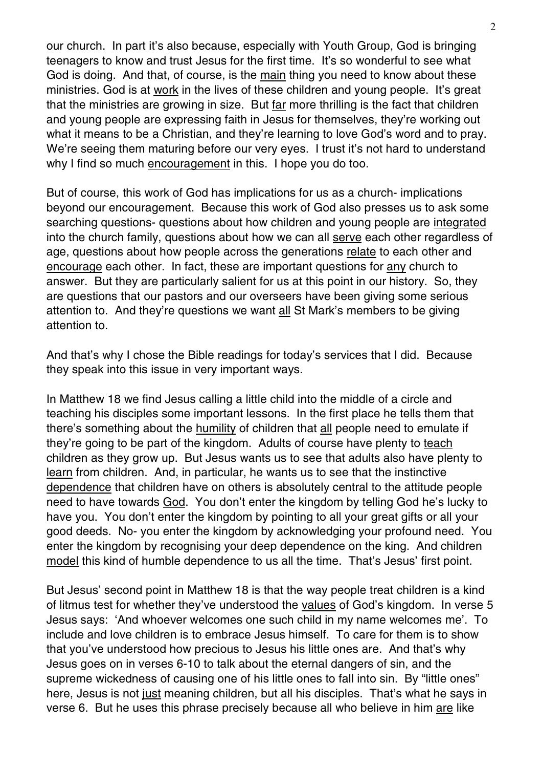our church. In part it's also because, especially with Youth Group, God is bringing teenagers to know and trust Jesus for the first time. It's so wonderful to see what God is doing. And that, of course, is the <u>main</u> thing you need to know about these ministries. God is at <u>work</u> in the lives of these children and young people. It's great that the ministries are growing in size. But <u>far</u> more thrilling is the fact that children and young people are expressing faith in Jesus for themselves, they're working out what it means to be a Christian, and they're learning to love God's word and to pray. We're seeing them maturing before our very eyes. I trust it's not hard to understand why I find so much <u>encouragement</u> in this. I hope you do too.

But of course, this work of God has implications for us as a church- implications beyond our encouragement. Because this work of God also presses us to ask some searching questions- questions about how children and young people are <u>integrated</u> into the church family, questions about how we can all <u>serve</u> each other regardless of age, questions about how people across the generations <u>relate</u> to each other and <u>encourage</u> each other. In fact, these are important questions for <u>any</u> church to answer. But they are particularly salient for us at this point in our history. So, they are questions that our pastors and our overseers have been giving some serious attention to. And they're questions we want <u>all</u> St Mark's members to be giving attention to.

And that's why I chose the Bible readings for today's services that I did. Because they speak into this issue in very important ways.

In Matthew 18 we find Jesus calling a little child into the middle of a circle and teaching his disciples some important lessons. In the first place he tells them that there's something about the <u>humility</u> of children that <u>all</u> people need to emulate if they're going to be part of the kingdom. Adults of course have plenty to <u>teach</u> children as they grow up. But Jesus wants us to see that adults also have plenty to <u>learn</u> from children. And, in particular, he wants us to see that the instinctive <u>dependence</u> that children have on others is absolutely central to the attitude people need to have towards <u>God</u>. You don't enter the kingdom by telling God he's lucky to have you. You don't enter the kingdom by pointing to all your great gifts or all your good deeds. No- you enter the kingdom by acknowledging your profound need. You enter the kingdom by recognising your deep dependence on the king. And children <u>model</u> this kind of humble dependence to us all the time. That's Jesus' first point.

But Jesus' second point in Matthew 18 is that the way people treat children is a kind of litmus test for whether they've understood the <u>values</u> of God's kingdom. In verse 5 Jesus says: 'And whoever welcomes one such child in my name welcomes me'. To include and love children is to embrace Jesus himself. To care for them is to show that you've understood how precious to Jesus his little ones are. And that's why Jesus goes on in verses 6-10 to talk about the eternal dangers of sin, and the supreme wickedness of causing one of his little ones to fall into sin. By "little ones" here, Jesus is not <u>just</u> meaning children, but all his disciples. That's what he says in verse 6. But he uses this phrase precisely because all who believe in him <u>are</u> like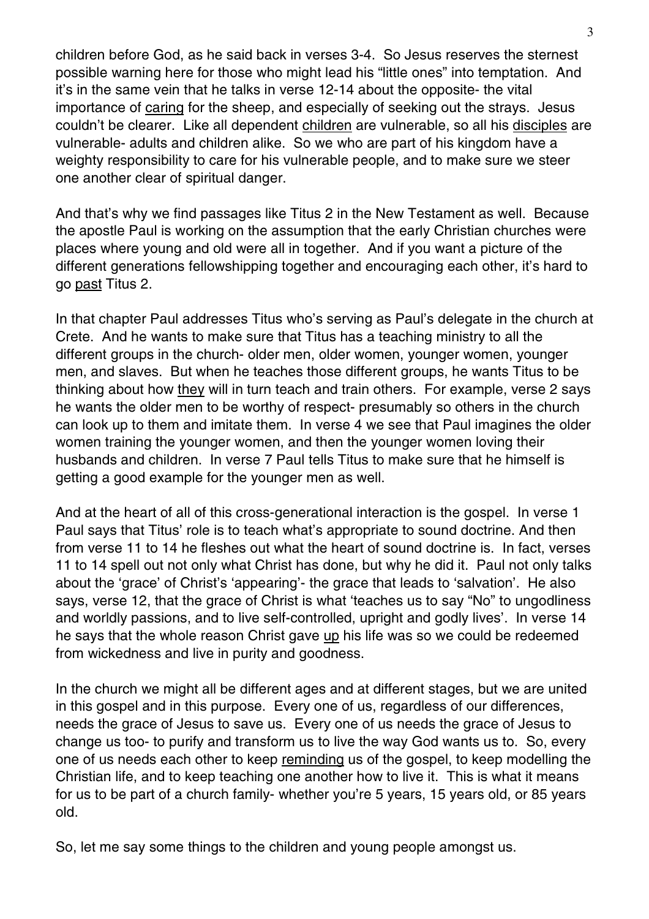children before God, as he said back in verses 3-4. So Jesus reserves the sternest possible warning here for those who might lead his “little ones” into temptation. And it’s in the same vein that he talks in verse 12-14 about the opposite- the vital importance of <u>caring</u> for the sheep, and especially of seeking out the strays. Jesus couldn’t be clearer. Like all dependent <u>children</u> are vulnerable, so all his <u>disciples</u> are vulnerable- adults and children alike. So we who are part of his kingdom have a weighty responsibility to care for his vulnerable people, and to make sure we steer one another clear of spiritual danger.

And that’s why we find passages like Titus 2 in the New Testament as well. Because the apostle Paul is working on the assumption that the early Christian churches were places where young and old were all in together. And if you want a picture of the different generations fellowshipping together and encouraging each other, it’s hard to go <u>past</u> Titus 2.

In that chapter Paul addresses Titus who’s serving as Paul’s delegate in the church at Crete. And he wants to make sure that Titus has a teaching ministry to all the different groups in the church- older men, older women, younger women, younger men, and slaves. But when he teaches those different groups, he wants Titus to be thinking about how <u>they</u> will in turn teach and train others. For example, verse 2 says he wants the older men to be worthy of respect- presumably so others in the church can look up to them and imitate them. In verse 4 we see that Paul imagines the older women training the younger women, and then the younger women loving their husbands and children. In verse 7 Paul tells Titus to make sure that he himself is getting a good example for the younger men as well.

And at the heart of all of this cross-generational interaction is the gospel. In verse 1 Paul says that Titus’ role is to teach what’s appropriate to sound doctrine. And then from verse 11 to 14 he fleshes out what the heart of sound doctrine is. In fact, verses 11 to 14 spell out not only what Christ has done, but why he did it. Paul not only talks about the ‘grace’ of Christ’s ‘appearing’- the grace that leads to ‘salvation’. He also says, verse 12, that the grace of Christ is what ‘teaches us to say “No” to ungodliness and worldly passions, and to live self-controlled, upright and godly lives’. In verse 14 he says that the whole reason Christ gave <u>up</u> his life was so we could be redeemed from wickedness and live in purity and goodness.

In the church we might all be different ages and at different stages, but we are united in this gospel and in this purpose. Every one of us, regardless of our differences, needs the grace of Jesus to save us. Every one of us needs the grace of Jesus to change us too- to purify and transform us to live the way God wants us to. So, every one of us needs each other to keep <u>reminding</u> us of the gospel, to keep modelling the Christian life, and to keep teaching one another how to live it. This is what it means for us to be part of a church family- whether you’re 5 years, 15 years old, or 85 years old.

So, let me say some things to the children and young people amongst us.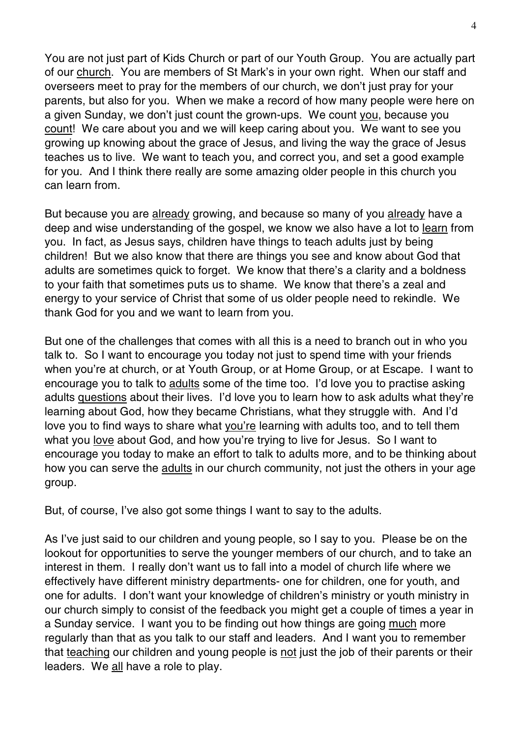You are not just part of Kids Church or part of our Youth Group. You are actually part of our <u>church</u>. You are members of St Mark's in your own right. When our staff and overseers meet to pray for the members of our church, we don't just pray for your parents, but also for you. When we make a record of how many people were here on a given Sunday, we don't just count the grown-ups. We count <u>you</u>, because you <u>count</u>! We care about you and we will keep caring about you. We want to see you growing up knowing about the grace of Jesus, and living the way the grace of Jesus teaches us to live. We want to teach you, and correct you, and set a good example for you. And I think there really are some amazing older people in this church you can learn from.

But because you are <u>already</u> growing, and because so many of you <u>already</u> have a deep and wise understanding of the gospel, we know we also have a lot to <u>learn</u> from you. In fact, as Jesus says, children have things to teach adults just by being children! But we also know that there are things you see and know about God that adults are sometimes quick to forget. We know that there's a clarity and a boldness to your faith that sometimes puts us to shame. We know that there's a zeal and energy to your service of Christ that some of us older people need to rekindle. We thank God for you and we want to learn from you.

But one of the challenges that comes with all this is a need to branch out in who you talk to. So I want to encourage you today not just to spend time with your friends when you're at church, or at Youth Group, or at Home Group, or at Escape. I want to encourage you to talk to <u>adults</u> some of the time too. I'd love you to practise asking adults <u>questions</u> about their lives. I'd love you to learn how to ask adults what they're learning about God, how they became Christians, what they struggle with. And I'd love you to find ways to share what <u>you're</u> learning with adults too, and to tell them what you <u>love</u> about God, and how you're trying to live for Jesus. So I want to encourage you today to make an effort to talk to adults more, and to be thinking about how you can serve the <u>adults</u> in our church community, not just the others in your age group.

But, of course, I've also got some things I want to say to the adults.

As I've just said to our children and young people, so I say to you. Please be on the lookout for opportunities to serve the younger members of our church, and to take an interest in them. I really don't want us to fall into a model of church life where we effectively have different ministry departments- one for children, one for youth, and one for adults. I don't want your knowledge of children's ministry or youth ministry in our church simply to consist of the feedback you might get a couple of times a year in a Sunday service. I want you to be finding out how things are going <u>much</u> more regularly than that as you talk to our staff and leaders. And I want you to remember that <u>teaching</u> our children and young people is <u>not</u> just the job of their parents or their leaders. We <u>all</u> have a role to play.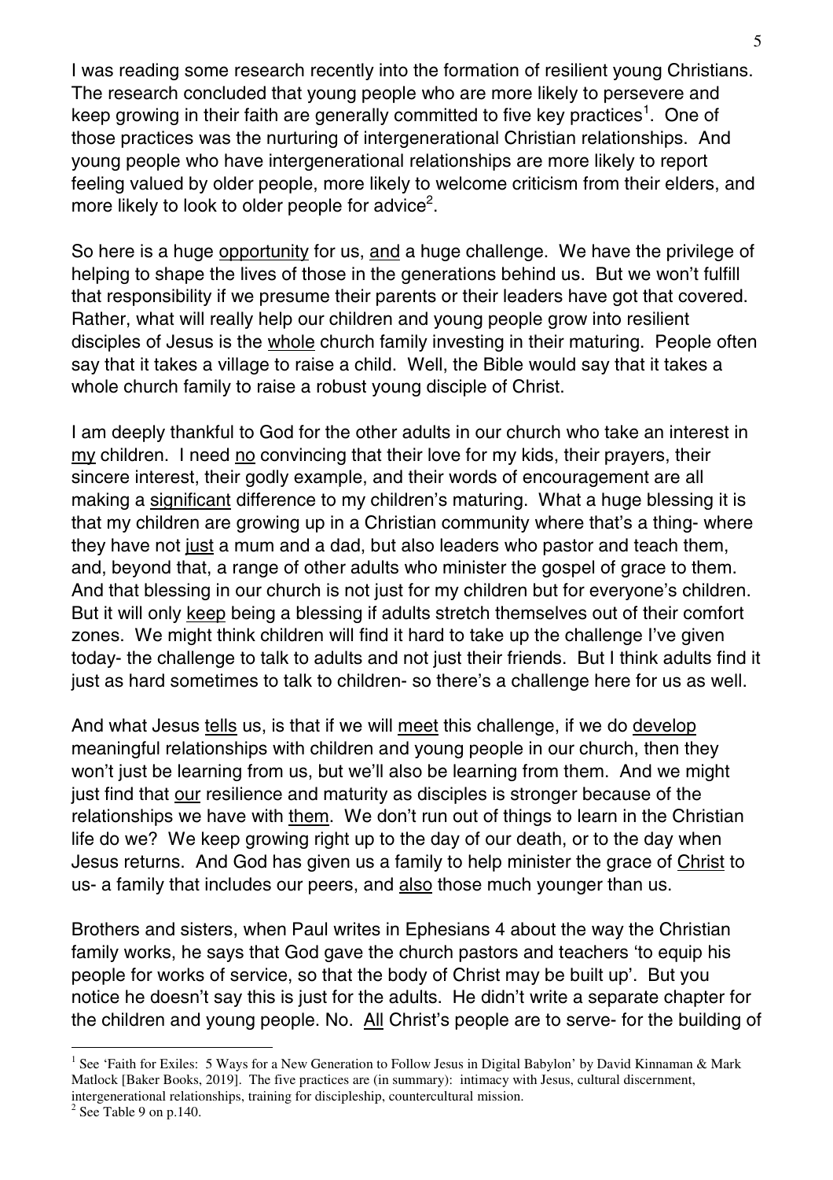I was reading some research recently into the formation of resilient young Christians. The research concluded that young people who are more likely to persevere and keep growing in their faith are generally committed to five key practices[1]. One of those practices was the nurturing of intergenerational Christian relationships. And young people who have intergenerational relationships are more likely to report feeling valued by older people, more likely to welcome criticism from their elders, and more likely to look to older people for advice[2].

So here is a huge opportunity for us, and a huge challenge. We have the privilege of helping to shape the lives of those in the generations behind us. But we won't fulfill that responsibility if we presume their parents or their leaders have got that covered. Rather, what will really help our children and young people grow into resilient disciples of Jesus is the whole church family investing in their maturing. People often say that it takes a village to raise a child. Well, the Bible would say that it takes a whole church family to raise a robust young disciple of Christ.

I am deeply thankful to God for the other adults in our church who take an interest in my children. I need no convincing that their love for my kids, their prayers, their sincere interest, their godly example, and their words of encouragement are all making a significant difference to my children's maturing. What a huge blessing it is that my children are growing up in a Christian community where that's a thing- where they have not just a mum and a dad, but also leaders who pastor and teach them, and, beyond that, a range of other adults who minister the gospel of grace to them. And that blessing in our church is not just for my children but for everyone's children. But it will only keep being a blessing if adults stretch themselves out of their comfort zones. We might think children will find it hard to take up the challenge I've given today- the challenge to talk to adults and not just their friends. But I think adults find it just as hard sometimes to talk to children- so there's a challenge here for us as well.

And what Jesus tells us, is that if we will meet this challenge, if we do develop meaningful relationships with children and young people in our church, then they won't just be learning from us, but we'll also be learning from them. And we might just find that our resilience and maturity as disciples is stronger because of the relationships we have with them. We don't run out of things to learn in the Christian life do we? We keep growing right up to the day of our death, or to the day when Jesus returns. And God has given us a family to help minister the grace of Christ to us- a family that includes our peers, and also those much younger than us.

Brothers and sisters, when Paul writes in Ephesians 4 about the way the Christian family works, he says that God gave the church pastors and teachers 'to equip his people for works of service, so that the body of Christ may be built up'. But you notice he doesn't say this is just for the adults. He didn't write a separate chapter for the children and young people. No. All Christ's people are to serve- for the building of

---

[1] See 'Faith for Exiles: 5 Ways for a New Generation to Follow Jesus in Digital Babylon' by David Kinnaman & Mark Matlock [Baker Books, 2019]. The five practices are (in summary): intimacy with Jesus, cultural discernment, intergenerational relationships, training for discipleship, countercultural mission.

[2] See Table 9 on p.140.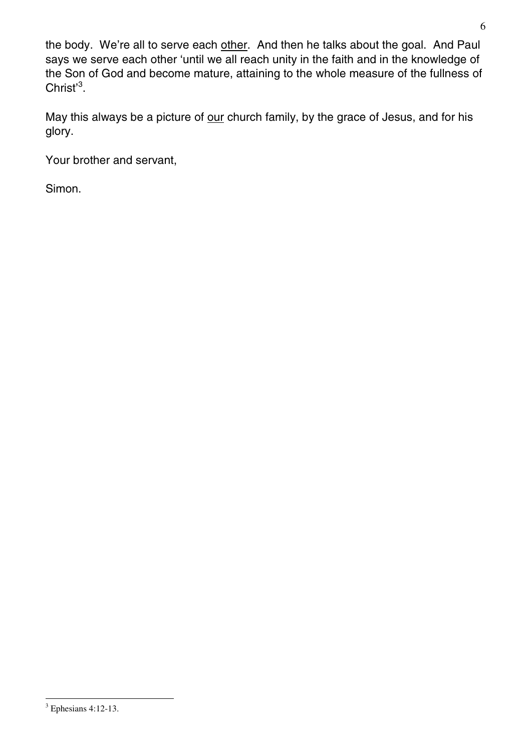the body. We're all to serve each <u>other</u>. And then he talks about the goal. And Paul says we serve each other 'until we all reach unity in the faith and in the knowledge of the Son of God and become mature, attaining to the whole measure of the fullness of Christ'[3].

May this always be a picture of <u>our</u> church family, by the grace of Jesus, and for his glory.

Your brother and servant,

Simon.

---

[3] Ephesians 4:12-13.